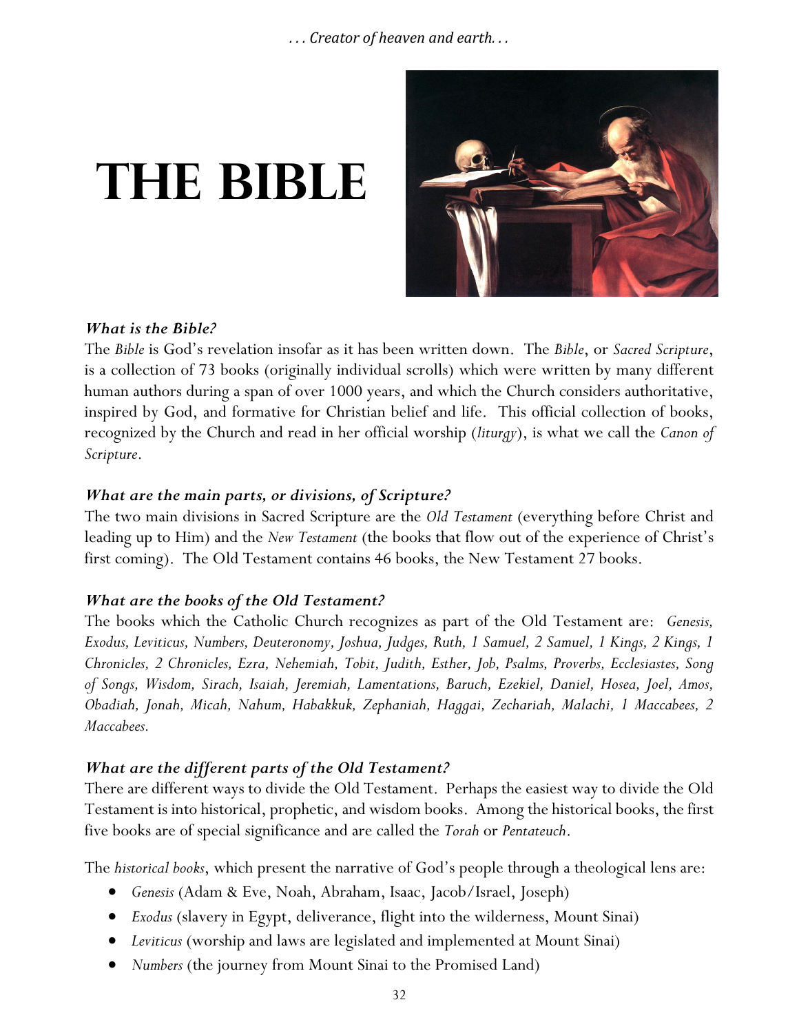# THE BIBLE

### *What is the Bible?*

The *Bible* is God's revelation insofar as it has been written down. The *Bible*, or *Sacred Scripture*, is a collection of 73 books (originally individual scrolls) which were written by many different human authors during a span of over 1000 years, and which the Church considers authoritative, inspired by God, and formative for Christian belief and life. This official collection of books, recognized by the Church and read in her official worship (*liturgy*), is what we call the *Canon of Scripture*.

### *What are the main parts, or divisions, of Scripture?*

The two main divisions in Sacred Scripture are the *Old Testament* (everything before Christ and leading up to Him) and the *New Testament* (the books that flow out of the experience of Christ's first coming). The Old Testament contains 46 books, the New Testament 27 books.

### *What are the books of the Old Testament?*

The books which the Catholic Church recognizes as part of the Old Testament are: *Genesis, Exodus, Leviticus, Numbers, Deuteronomy, Joshua, Judges, Ruth, 1 Samuel, 2 Samuel, 1 Kings, 2 Kings, 1 Chronicles, 2 Chronicles, Ezra, Nehemiah, Tobit, Judith, Esther, Job, Psalms, Proverbs, Ecclesiastes, Song of Songs, Wisdom, Sirach, Isaiah, Jeremiah, Lamentations, Baruch, Ezekiel, Daniel, Hosea, Joel, Amos, Obadiah, Jonah, Micah, Nahum, Habakkuk, Zephaniah, Haggai, Zechariah, Malachi, 1 Maccabees, 2 Maccabees.*

### *What are the different parts of the Old Testament?*

There are different ways to divide the Old Testament. Perhaps the easiest way to divide the Old Testament is into historical, prophetic, and wisdom books. Among the historical books, the first five books are of special significance and are called the *Torah* or *Pentateuch*.

The *historical books*, which present the narrative of God's people through a theological lens are:

- *Genesis* (Adam & Eve, Noah, Abraham, Isaac, Jacob/Israel, Joseph)
- *Exodus* (slavery in Egypt, deliverance, flight into the wilderness, Mount Sinai)
- *Leviticus* (worship and laws are legislated and implemented at Mount Sinai)
- *Numbers* (the journey from Mount Sinai to the Promised Land)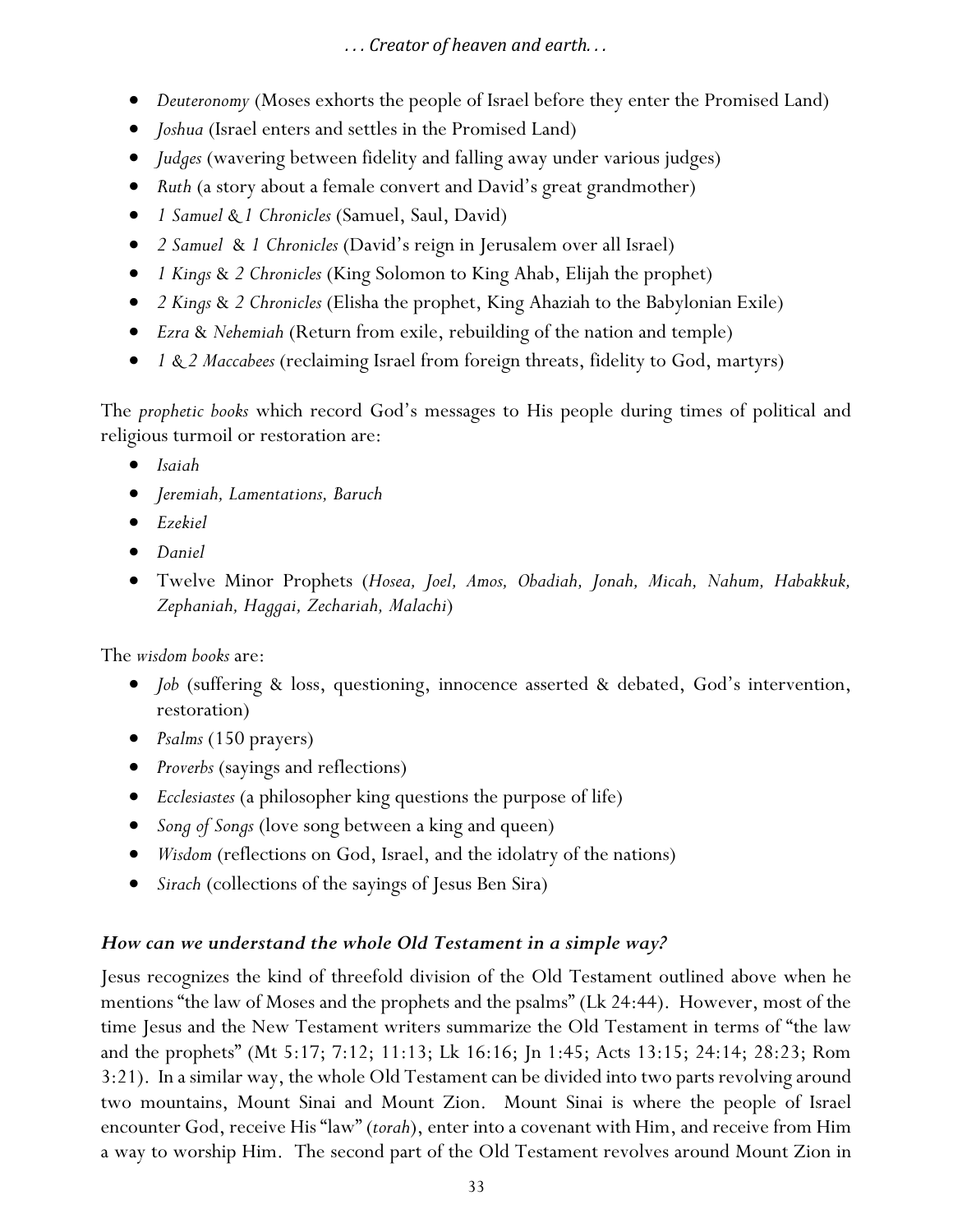- *Deuteronomy* (Moses exhorts the people of Israel before they enter the Promised Land)
- *Joshua* (Israel enters and settles in the Promised Land)
- *Judges* (wavering between fidelity and falling away under various judges)
- *Ruth* (a story about a female convert and David's great grandmother)
- *1 Samuel & 1 Chronicles* (Samuel, Saul, David)
- *2 Samuel* & *1 Chronicles* (David's reign in Jerusalem over all Israel)
- *1 Kings* & *2 Chronicles* (King Solomon to King Ahab, Elijah the prophet)
- *2 Kings* & *2 Chronicles* (Elisha the prophet, King Ahaziah to the Babylonian Exile)
- *Ezra* & *Nehemiah* (Return from exile, rebuilding of the nation and temple)
- *1 & 2 Maccabees* (reclaiming Israel from foreign threats, fidelity to God, martyrs)

The *prophetic books* which record God's messages to His people during times of political and religious turmoil or restoration are:

- *Isaiah*
- *Jeremiah, Lamentations, Baruch*
- *Ezekiel*
- *Daniel*
- Twelve Minor Prophets (*Hosea, Joel, Amos, Obadiah, Jonah, Micah, Nahum, Habakkuk, Zephaniah, Haggai, Zechariah, Malachi*)

The *wisdom books* are:

- *Job* (suffering & loss, questioning, innocence asserted & debated, God's intervention, restoration)
- *Psalms* (150 prayers)
- *Proverbs* (sayings and reflections)
- *Ecclesiastes* (a philosopher king questions the purpose of life)
- *Song of Songs* (love song between a king and queen)
- *Wisdom* (reflections on God, Israel, and the idolatry of the nations)
- *Sirach* (collections of the sayings of Jesus Ben Sira)

### *How can we understand the whole Old Testament in a simple way?*

Jesus recognizes the kind of threefold division of the Old Testament outlined above when he mentions "the law of Moses and the prophets and the psalms" (Lk 24:44). However, most of the time Jesus and the New Testament writers summarize the Old Testament in terms of "the law and the prophets" (Mt 5:17; 7:12; 11:13; Lk 16:16; Jn 1:45; Acts 13:15; 24:14; 28:23; Rom 3:21). In a similar way, the whole Old Testament can be divided into two parts revolving around two mountains, Mount Sinai and Mount Zion. Mount Sinai is where the people of Israel encounter God, receive His "law" (*torah*), enter into a covenant with Him, and receive from Him a way to worship Him. The second part of the Old Testament revolves around Mount Zion in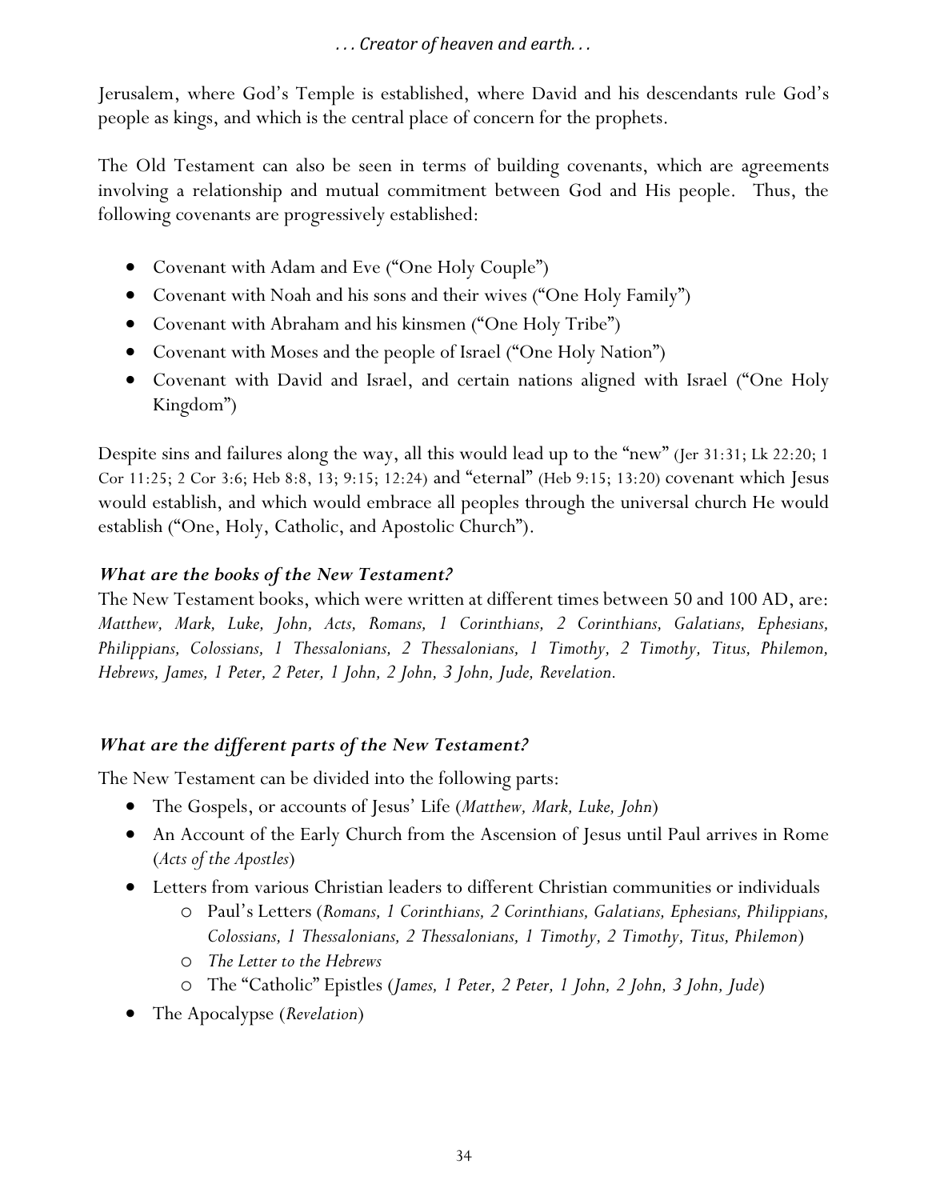Jerusalem, where God's Temple is established, where David and his descendants rule God's people as kings, and which is the central place of concern for the prophets.

The Old Testament can also be seen in terms of building covenants, which are agreements involving a relationship and mutual commitment between God and His people. Thus, the following covenants are progressively established:

- Covenant with Adam and Eve ("One Holy Couple")
- Covenant with Noah and his sons and their wives ("One Holy Family")
- Covenant with Abraham and his kinsmen ("One Holy Tribe")
- Covenant with Moses and the people of Israel ("One Holy Nation")
- Covenant with David and Israel, and certain nations aligned with Israel ("One Holy Kingdom")

Despite sins and failures along the way, all this would lead up to the "new" (Jer 31:31; Lk 22:20; 1 Cor 11:25; 2 Cor 3:6; Heb 8:8, 13; 9:15; 12:24) and "eternal" (Heb 9:15; 13:20) covenant which Jesus would establish, and which would embrace all peoples through the universal church He would establish ("One, Holy, Catholic, and Apostolic Church").

### *What are the books of the New Testament?*

The New Testament books, which were written at different times between 50 and 100 AD, are: *Matthew, Mark, Luke, John, Acts, Romans, 1 Corinthians, 2 Corinthians, Galatians, Ephesians, Philippians, Colossians, 1 Thessalonians, 2 Thessalonians, 1 Timothy, 2 Timothy, Titus, Philemon, Hebrews, James, 1 Peter, 2 Peter, 1 John, 2 John, 3 John, Jude, Revelation.*

### *What are the different parts of the New Testament?*

The New Testament can be divided into the following parts:

- The Gospels, or accounts of Jesus' Life (*Matthew, Mark, Luke, John*)
- An Account of the Early Church from the Ascension of Jesus until Paul arrives in Rome (*Acts of the Apostles*)
- Letters from various Christian leaders to different Christian communities or individuals
  - Paul's Letters (*Romans, 1 Corinthians, 2 Corinthians, Galatians, Ephesians, Philippians, Colossians, 1 Thessalonians, 2 Thessalonians, 1 Timothy, 2 Timothy, Titus, Philemon*)
  - *The Letter to the Hebrews*
  - The "Catholic" Epistles (*James, 1 Peter, 2 Peter, 1 John, 2 John, 3 John, Jude*)
- The Apocalypse (*Revelation*)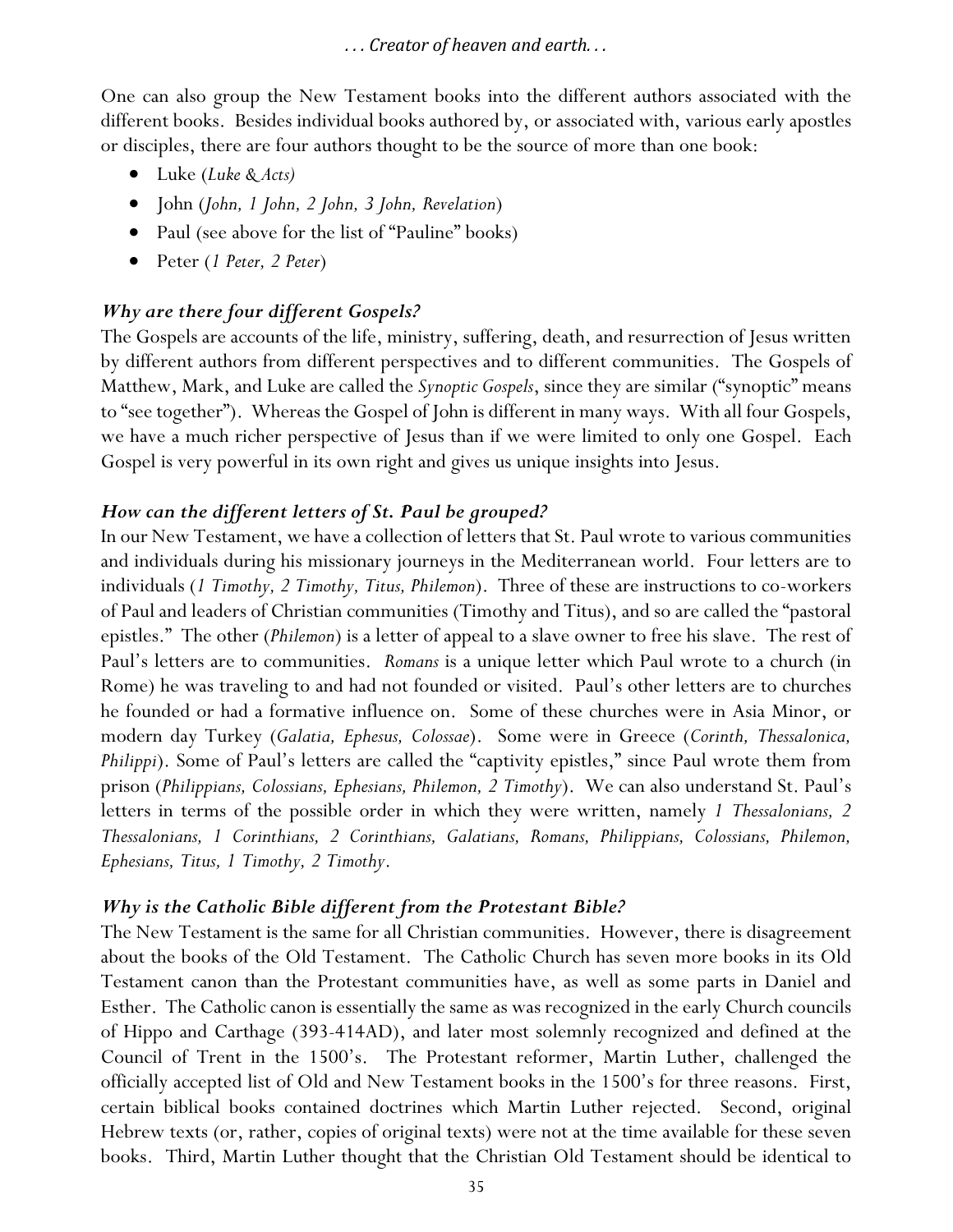One can also group the New Testament books into the different authors associated with the different books. Besides individual books authored by, or associated with, various early apostles or disciples, there are four authors thought to be the source of more than one book:

- Luke (*Luke & Acts*)
- John (*John, 1 John, 2 John, 3 John, Revelation*)
- Paul (see above for the list of "Pauline" books)
- Peter (*1 Peter, 2 Peter*)

### *Why are there four different Gospels?*

The Gospels are accounts of the life, ministry, suffering, death, and resurrection of Jesus written by different authors from different perspectives and to different communities. The Gospels of Matthew, Mark, and Luke are called the *Synoptic Gospels*, since they are similar ("synoptic" means to "see together"). Whereas the Gospel of John is different in many ways. With all four Gospels, we have a much richer perspective of Jesus than if we were limited to only one Gospel. Each Gospel is very powerful in its own right and gives us unique insights into Jesus.

### *How can the different letters of St. Paul be grouped?*

In our New Testament, we have a collection of letters that St. Paul wrote to various communities and individuals during his missionary journeys in the Mediterranean world. Four letters are to individuals (*1 Timothy, 2 Timothy, Titus, Philemon*). Three of these are instructions to co-workers of Paul and leaders of Christian communities (Timothy and Titus), and so are called the "pastoral epistles." The other (*Philemon*) is a letter of appeal to a slave owner to free his slave. The rest of Paul's letters are to communities. *Romans* is a unique letter which Paul wrote to a church (in Rome) he was traveling to and had not founded or visited. Paul's other letters are to churches he founded or had a formative influence on. Some of these churches were in Asia Minor, or modern day Turkey (*Galatia, Ephesus, Colossae*). Some were in Greece (*Corinth, Thessalonica, Philippi*). Some of Paul's letters are called the "captivity epistles," since Paul wrote them from prison (*Philippians, Colossians, Ephesians, Philemon, 2 Timothy*). We can also understand St. Paul's letters in terms of the possible order in which they were written, namely *1 Thessalonians, 2 Thessalonians, 1 Corinthians, 2 Corinthians, Galatians, Romans, Philippians, Colossians, Philemon, Ephesians, Titus, 1 Timothy, 2 Timothy*.

### *Why is the Catholic Bible different from the Protestant Bible?*

The New Testament is the same for all Christian communities. However, there is disagreement about the books of the Old Testament. The Catholic Church has seven more books in its Old Testament canon than the Protestant communities have, as well as some parts in Daniel and Esther. The Catholic canon is essentially the same as was recognized in the early Church councils of Hippo and Carthage (393-414AD), and later most solemnly recognized and defined at the Council of Trent in the 1500's. The Protestant reformer, Martin Luther, challenged the officially accepted list of Old and New Testament books in the 1500's for three reasons. First, certain biblical books contained doctrines which Martin Luther rejected. Second, original Hebrew texts (or, rather, copies of original texts) were not at the time available for these seven books. Third, Martin Luther thought that the Christian Old Testament should be identical to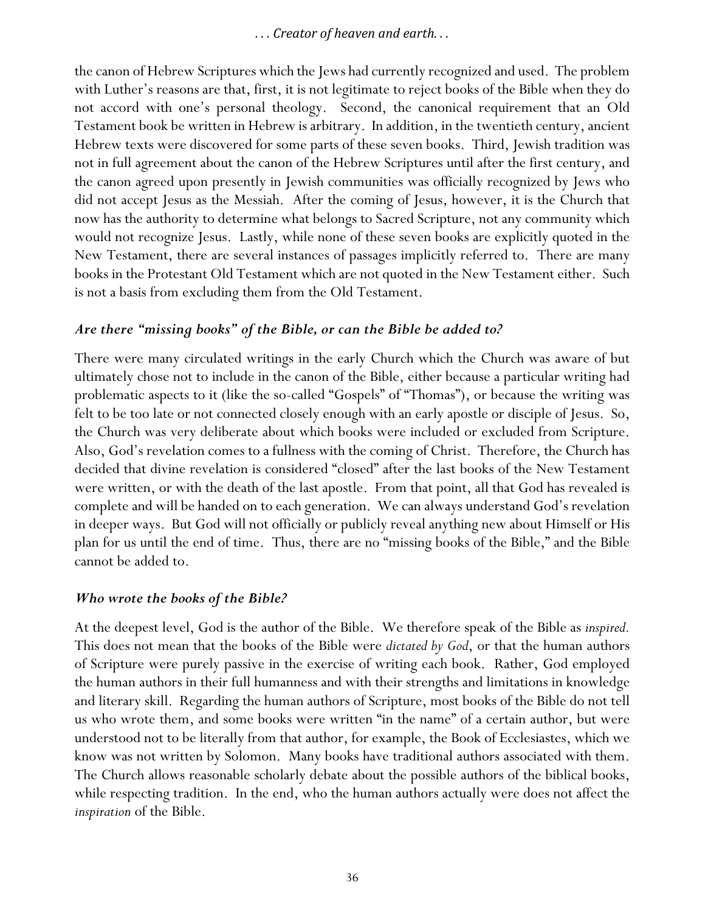the canon of Hebrew Scriptures which the Jews had currently recognized and used. The problem with Luther's reasons are that, first, it is not legitimate to reject books of the Bible when they do not accord with one's personal theology. Second, the canonical requirement that an Old Testament book be written in Hebrew is arbitrary. In addition, in the twentieth century, ancient Hebrew texts were discovered for some parts of these seven books. Third, Jewish tradition was not in full agreement about the canon of the Hebrew Scriptures until after the first century, and the canon agreed upon presently in Jewish communities was officially recognized by Jews who did not accept Jesus as the Messiah. After the coming of Jesus, however, it is the Church that now has the authority to determine what belongs to Sacred Scripture, not any community which would not recognize Jesus. Lastly, while none of these seven books are explicitly quoted in the New Testament, there are several instances of passages implicitly referred to. There are many books in the Protestant Old Testament which are not quoted in the New Testament either. Such is not a basis from excluding them from the Old Testament.

### *Are there "missing books" of the Bible, or can the Bible be added to?*

There were many circulated writings in the early Church which the Church was aware of but ultimately chose not to include in the canon of the Bible, either because a particular writing had problematic aspects to it (like the so-called "Gospels" of "Thomas"), or because the writing was felt to be too late or not connected closely enough with an early apostle or disciple of Jesus. So, the Church was very deliberate about which books were included or excluded from Scripture. Also, God's revelation comes to a fullness with the coming of Christ. Therefore, the Church has decided that divine revelation is considered "closed" after the last books of the New Testament were written, or with the death of the last apostle. From that point, all that God has revealed is complete and will be handed on to each generation. We can always understand God's revelation in deeper ways. But God will not officially or publicly reveal anything new about Himself or His plan for us until the end of time. Thus, there are no "missing books of the Bible," and the Bible cannot be added to.

### *Who wrote the books of the Bible?*

At the deepest level, God is the author of the Bible. We therefore speak of the Bible as *inspired.* This does not mean that the books of the Bible were *dictated by God*, or that the human authors of Scripture were purely passive in the exercise of writing each book. Rather, God employed the human authors in their full humanness and with their strengths and limitations in knowledge and literary skill. Regarding the human authors of Scripture, most books of the Bible do not tell us who wrote them, and some books were written "in the name" of a certain author, but were understood not to be literally from that author, for example, the Book of Ecclesiastes, which we know was not written by Solomon. Many books have traditional authors associated with them. The Church allows reasonable scholarly debate about the possible authors of the biblical books, while respecting tradition. In the end, who the human authors actually were does not affect the *inspiration* of the Bible.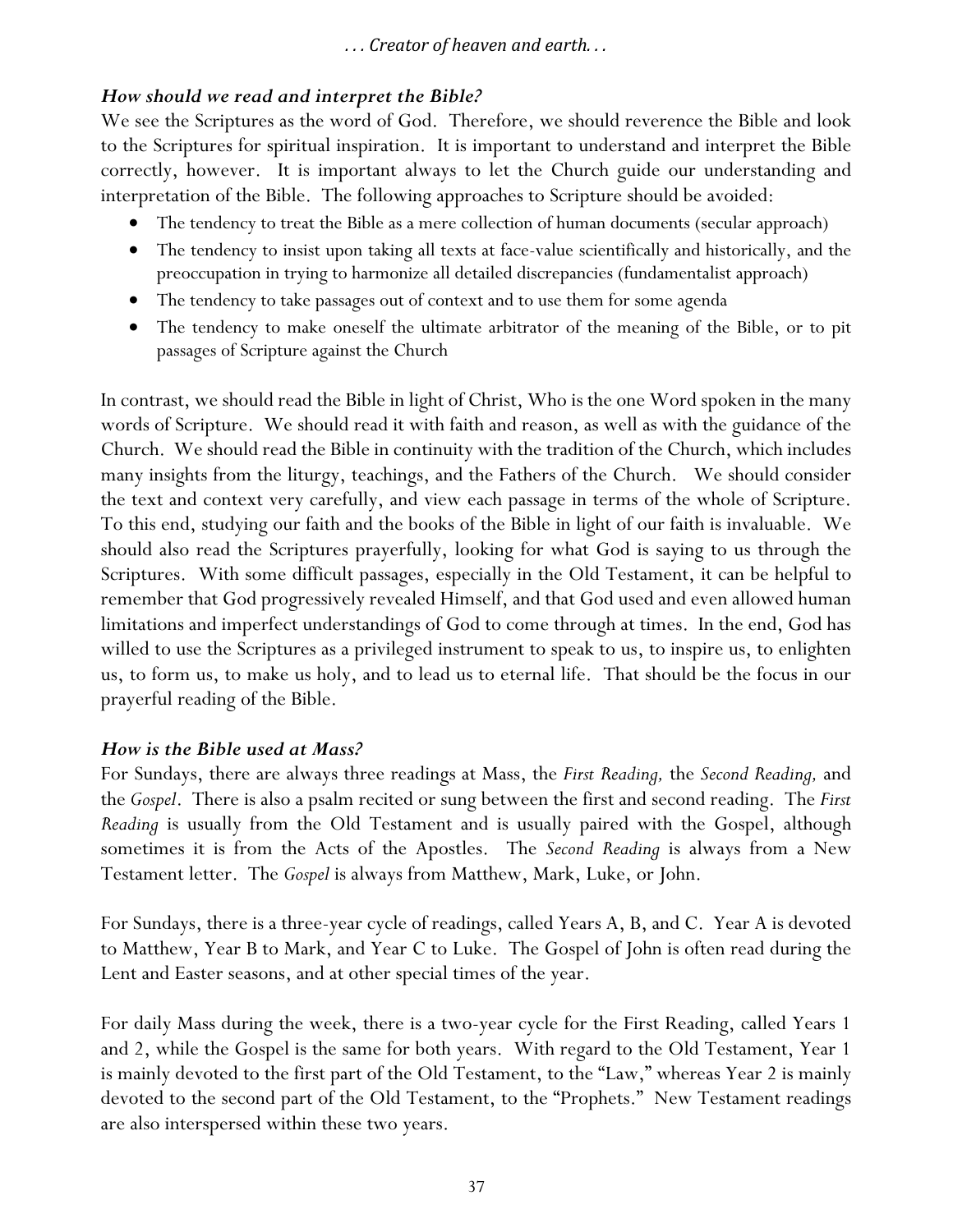### *How should we read and interpret the Bible?*

We see the Scriptures as the word of God. Therefore, we should reverence the Bible and look to the Scriptures for spiritual inspiration. It is important to understand and interpret the Bible correctly, however. It is important always to let the Church guide our understanding and interpretation of the Bible. The following approaches to Scripture should be avoided:

- The tendency to treat the Bible as a mere collection of human documents (secular approach)
- The tendency to insist upon taking all texts at face-value scientifically and historically, and the preoccupation in trying to harmonize all detailed discrepancies (fundamentalist approach)
- The tendency to take passages out of context and to use them for some agenda
- The tendency to make oneself the ultimate arbitrator of the meaning of the Bible, or to pit passages of Scripture against the Church

In contrast, we should read the Bible in light of Christ, Who is the one Word spoken in the many words of Scripture. We should read it with faith and reason, as well as with the guidance of the Church. We should read the Bible in continuity with the tradition of the Church, which includes many insights from the liturgy, teachings, and the Fathers of the Church. We should consider the text and context very carefully, and view each passage in terms of the whole of Scripture. To this end, studying our faith and the books of the Bible in light of our faith is invaluable. We should also read the Scriptures prayerfully, looking for what God is saying to us through the Scriptures. With some difficult passages, especially in the Old Testament, it can be helpful to remember that God progressively revealed Himself, and that God used and even allowed human limitations and imperfect understandings of God to come through at times. In the end, God has willed to use the Scriptures as a privileged instrument to speak to us, to inspire us, to enlighten us, to form us, to make us holy, and to lead us to eternal life. That should be the focus in our prayerful reading of the Bible.

### *How is the Bible used at Mass?*

For Sundays, there are always three readings at Mass, the *First Reading,* the *Second Reading,* and the *Gospel*. There is also a psalm recited or sung between the first and second reading. The *First Reading* is usually from the Old Testament and is usually paired with the Gospel, although sometimes it is from the Acts of the Apostles. The *Second Reading* is always from a New Testament letter. The *Gospel* is always from Matthew, Mark, Luke, or John.

For Sundays, there is a three-year cycle of readings, called Years A, B, and C. Year A is devoted to Matthew, Year B to Mark, and Year C to Luke. The Gospel of John is often read during the Lent and Easter seasons, and at other special times of the year.

For daily Mass during the week, there is a two-year cycle for the First Reading, called Years 1 and 2, while the Gospel is the same for both years. With regard to the Old Testament, Year 1 is mainly devoted to the first part of the Old Testament, to the "Law," whereas Year 2 is mainly devoted to the second part of the Old Testament, to the "Prophets." New Testament readings are also interspersed within these two years.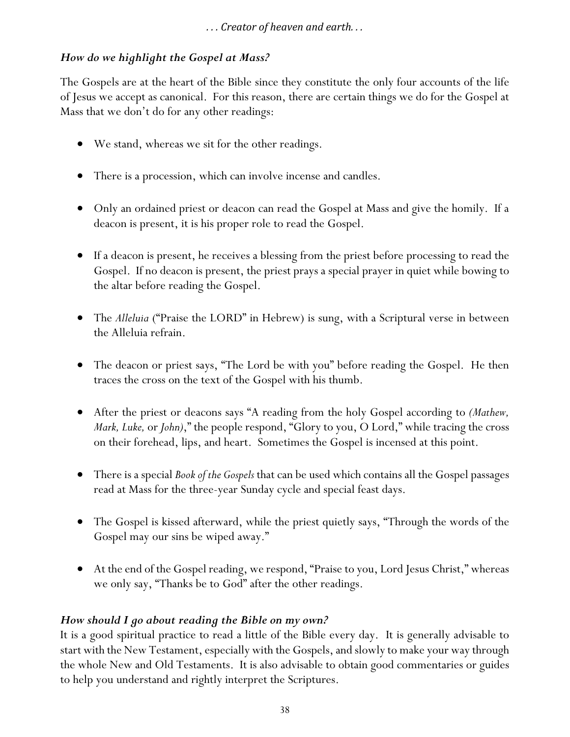## *How do we highlight the Gospel at Mass?*

The Gospels are at the heart of the Bible since they constitute the only four accounts of the life of Jesus we accept as canonical. For this reason, there are certain things we do for the Gospel at Mass that we don't do for any other readings:

- We stand, whereas we sit for the other readings.
- There is a procession, which can involve incense and candles.
- Only an ordained priest or deacon can read the Gospel at Mass and give the homily. If a deacon is present, it is his proper role to read the Gospel.
- If a deacon is present, he receives a blessing from the priest before processing to read the Gospel. If no deacon is present, the priest prays a special prayer in quiet while bowing to the altar before reading the Gospel.
- The *Alleluia* ("Praise the LORD" in Hebrew) is sung, with a Scriptural verse in between the Alleluia refrain.
- The deacon or priest says, "The Lord be with you" before reading the Gospel. He then traces the cross on the text of the Gospel with his thumb.
- After the priest or deacons says "A reading from the holy Gospel according to *(Mathew, Mark, Luke,* or *John)*," the people respond, "Glory to you, O Lord," while tracing the cross on their forehead, lips, and heart. Sometimes the Gospel is incensed at this point.
- There is a special *Book of the Gospels* that can be used which contains all the Gospel passages read at Mass for the three-year Sunday cycle and special feast days.
- The Gospel is kissed afterward, while the priest quietly says, "Through the words of the Gospel may our sins be wiped away."
- At the end of the Gospel reading, we respond, "Praise to you, Lord Jesus Christ," whereas we only say, "Thanks be to God" after the other readings.

## *How should I go about reading the Bible on my own?*

It is a good spiritual practice to read a little of the Bible every day. It is generally advisable to start with the New Testament, especially with the Gospels, and slowly to make your way through the whole New and Old Testaments. It is also advisable to obtain good commentaries or guides to help you understand and rightly interpret the Scriptures.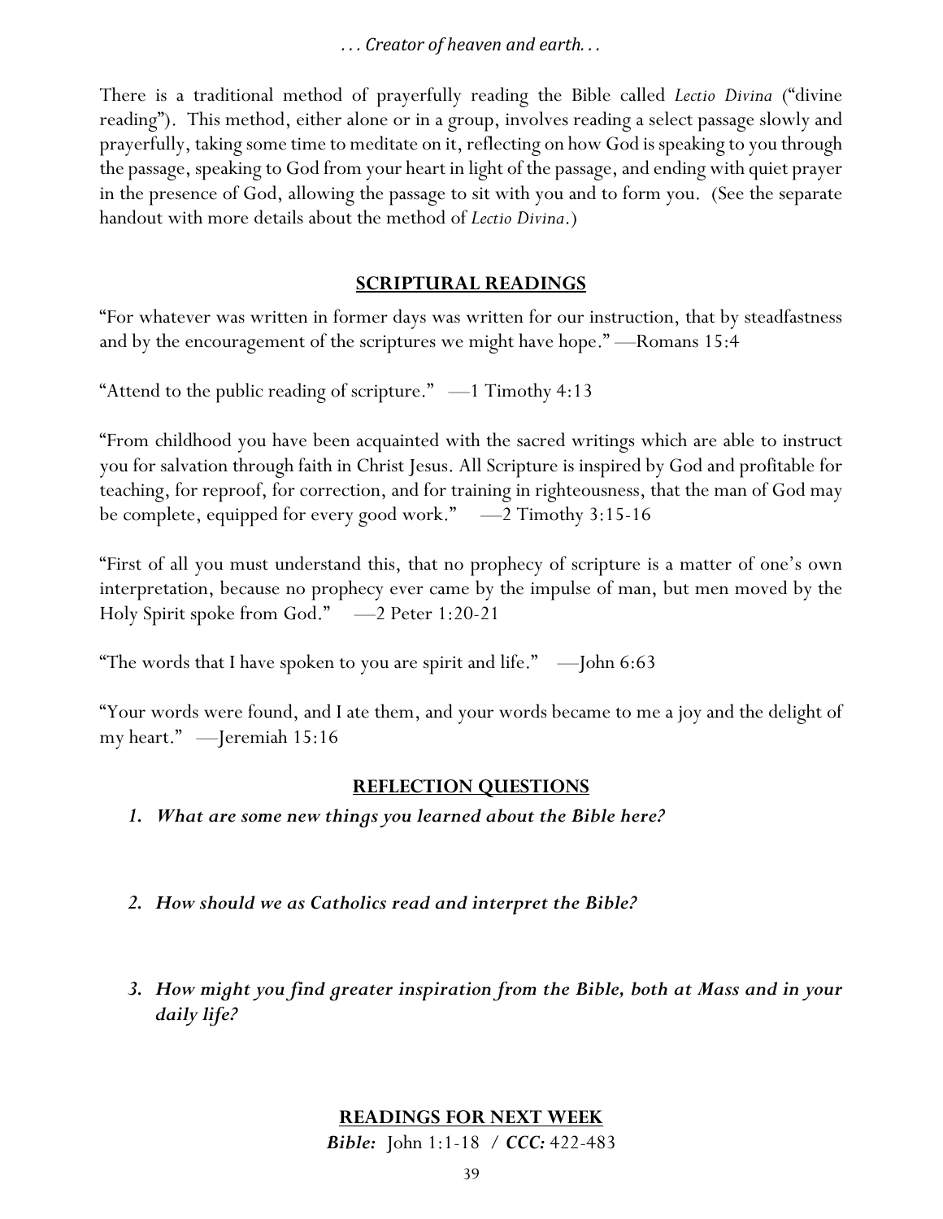*. . . Creator of heaven and earth. . .*

There is a traditional method of prayerfully reading the Bible called *Lectio Divina* ("divine reading"). This method, either alone or in a group, involves reading a select passage slowly and prayerfully, taking some time to meditate on it, reflecting on how God is speaking to you through the passage, speaking to God from your heart in light of the passage, and ending with quiet prayer in the presence of God, allowing the passage to sit with you and to form you. (See the separate handout with more details about the method of *Lectio Divina*.)

## SCRIPTURAL READINGS

"For whatever was written in former days was written for our instruction, that by steadfastness and by the encouragement of the scriptures we might have hope." —Romans 15:4

"Attend to the public reading of scripture." —1 Timothy 4:13

"From childhood you have been acquainted with the sacred writings which are able to instruct you for salvation through faith in Christ Jesus. All Scripture is inspired by God and profitable for teaching, for reproof, for correction, and for training in righteousness, that the man of God may be complete, equipped for every good work." —2 Timothy 3:15-16

"First of all you must understand this, that no prophecy of scripture is a matter of one's own interpretation, because no prophecy ever came by the impulse of man, but men moved by the Holy Spirit spoke from God." —2 Peter 1:20-21

"The words that I have spoken to you are spirit and life." —John 6:63

"Your words were found, and I ate them, and your words became to me a joy and the delight of my heart." —Jeremiah 15:16

## REFLECTION QUESTIONS

1. ***What are some new things you learned about the Bible here?***

2. ***How should we as Catholics read and interpret the Bible?***

3. ***How might you find greater inspiration from the Bible, both at Mass and in your daily life?***

## READINGS FOR NEXT WEEK

***Bible:*** John 1:1-18 / ***CCC:*** 422-483